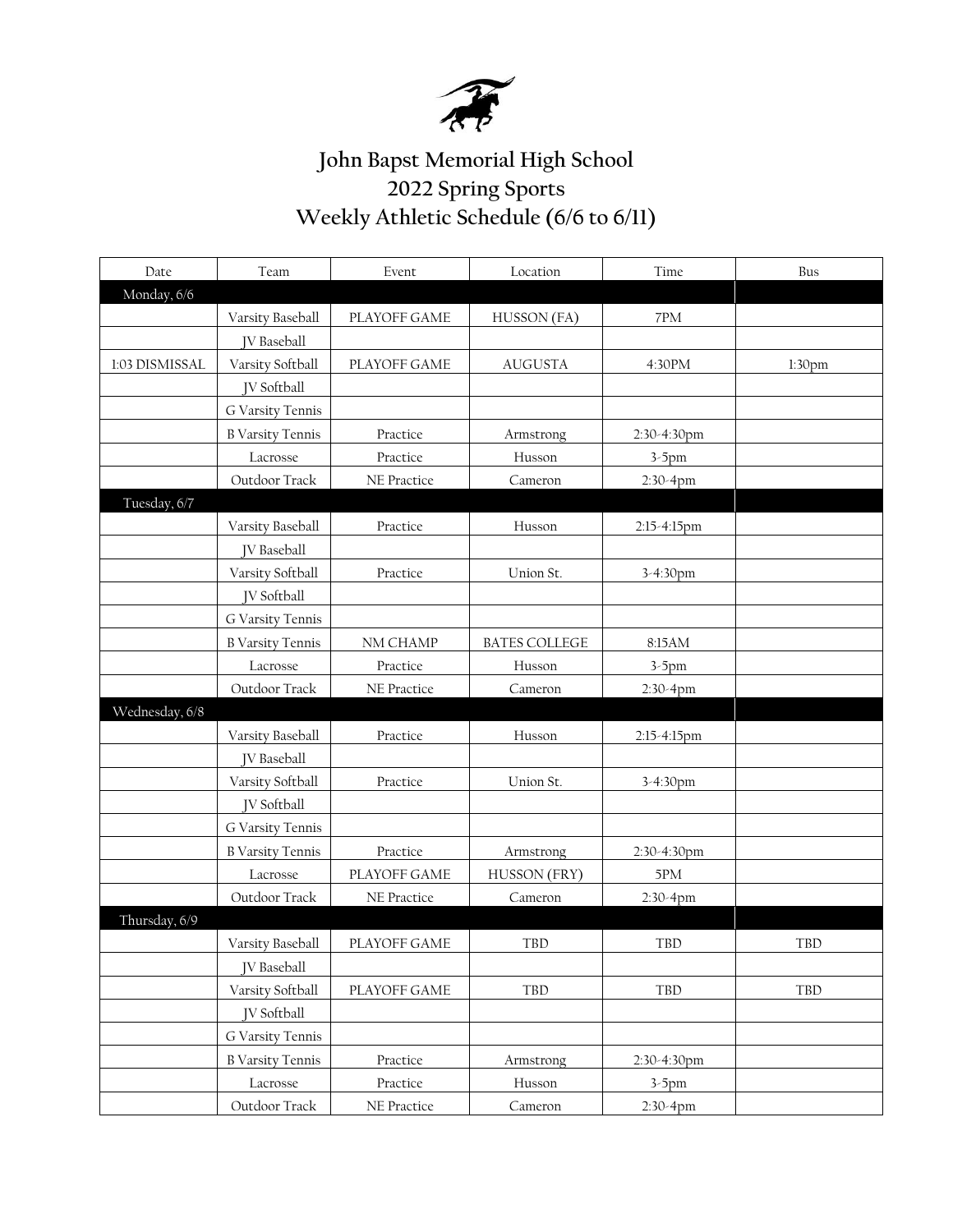# John Bapst Memorial High School
## 2022 Spring Sports
## Weekly Athletic Schedule (6/6 to 6/11)

| Date | Team | Event | Location | Time | Bus |
|---|---|---|---|---|---|
| **Monday, 6/6** | | | | | |
| | Varsity Baseball | PLAYOFF GAME | HUSSON (FA) | 7PM | |
| | JV Baseball | | | | |
| 1:03 DISMISSAL | Varsity Softball | PLAYOFF GAME | AUGUSTA | 4:30PM | 1:30pm |
| | JV Softball | | | | |
| | G Varsity Tennis | | | | |
| | B Varsity Tennis | Practice | Armstrong | 2:30-4:30pm | |
| | Lacrosse | Practice | Husson | 3-5pm | |
| | Outdoor Track | NE Practice | Cameron | 2:30-4pm | |
| **Tuesday, 6/7** | | | | | |
| | Varsity Baseball | Practice | Husson | 2:15-4:15pm | |
| | JV Baseball | | | | |
| | Varsity Softball | Practice | Union St. | 3-4:30pm | |
| | JV Softball | | | | |
| | G Varsity Tennis | | | | |
| | B Varsity Tennis | NM CHAMP | BATES COLLEGE | 8:15AM | |
| | Lacrosse | Practice | Husson | 3-5pm | |
| | Outdoor Track | NE Practice | Cameron | 2:30-4pm | |
| **Wednesday, 6/8** | | | | | |
| | Varsity Baseball | Practice | Husson | 2:15-4:15pm | |
| | JV Baseball | | | | |
| | Varsity Softball | Practice | Union St. | 3-4:30pm | |
| | JV Softball | | | | |
| | G Varsity Tennis | | | | |
| | B Varsity Tennis | Practice | Armstrong | 2:30-4:30pm | |
| | Lacrosse | PLAYOFF GAME | HUSSON (FRY) | 5PM | |
| | Outdoor Track | NE Practice | Cameron | 2:30-4pm | |
| **Thursday, 6/9** | | | | | |
| | Varsity Baseball | PLAYOFF GAME | TBD | TBD | TBD |
| | JV Baseball | | | | |
| | Varsity Softball | PLAYOFF GAME | TBD | TBD | TBD |
| | JV Softball | | | | |
| | G Varsity Tennis | | | | |
| | B Varsity Tennis | Practice | Armstrong | 2:30-4:30pm | |
| | Lacrosse | Practice | Husson | 3-5pm | |
| | Outdoor Track | NE Practice | Cameron | 2:30-4pm | |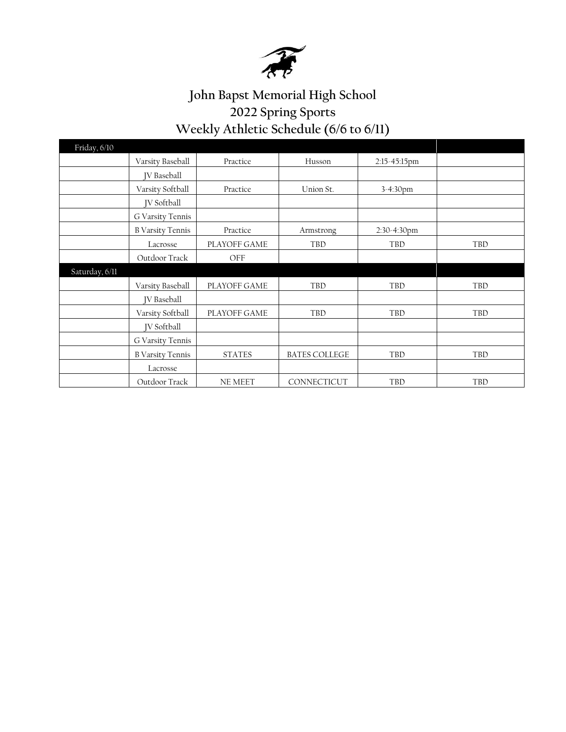# John Bapst Memorial High School
## 2022 Spring Sports
## Weekly Athletic Schedule (6/6 to 6/11)

| | | | | | |
|---|---|---|---|---|---|
| Friday, 6/10 | | | | | |
| | Varsity Baseball | Practice | Husson | 2:15-45:15pm | |
| | JV Baseball | | | | |
| | Varsity Softball | Practice | Union St. | 3-4:30pm | |
| | JV Softball | | | | |
| | G Varsity Tennis | | | | |
| | B Varsity Tennis | Practice | Armstrong | 2:30-4:30pm | |
| | Lacrosse | PLAYOFF GAME | TBD | TBD | TBD |
| | Outdoor Track | OFF | | | |
| Saturday, 6/11 | | | | | |
| | Varsity Baseball | PLAYOFF GAME | TBD | TBD | TBD |
| | JV Baseball | | | | |
| | Varsity Softball | PLAYOFF GAME | TBD | TBD | TBD |
| | JV Softball | | | | |
| | G Varsity Tennis | | | | |
| | B Varsity Tennis | STATES | BATES COLLEGE | TBD | TBD |
| | Lacrosse | | | | |
| | Outdoor Track | NE MEET | CONNECTICUT | TBD | TBD |